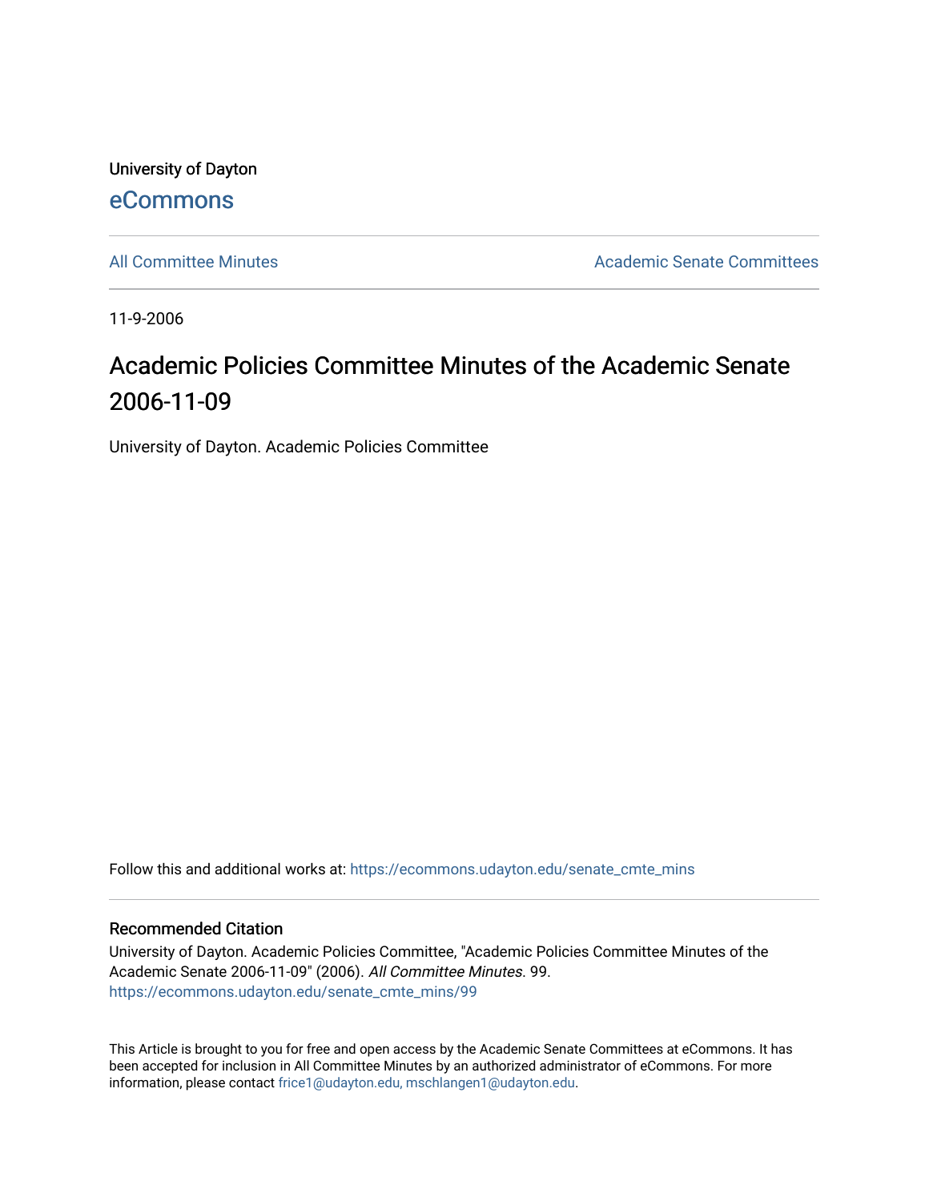University of Dayton

eCommons

All Committee Minutes

Academic Senate Committees

11-9-2006

# Academic Policies Committee Minutes of the Academic Senate 2006-11-09

University of Dayton. Academic Policies Committee

Follow this and additional works at: https://ecommons.udayton.edu/senate_cmte_mins

## Recommended Citation

University of Dayton. Academic Policies Committee, "Academic Policies Committee Minutes of the Academic Senate 2006-11-09" (2006). *All Committee Minutes*. 99.
https://ecommons.udayton.edu/senate_cmte_mins/99

This Article is brought to you for free and open access by the Academic Senate Committees at eCommons. It has been accepted for inclusion in All Committee Minutes by an authorized administrator of eCommons. For more information, please contact frice1@udayton.edu, mschlangen1@udayton.edu.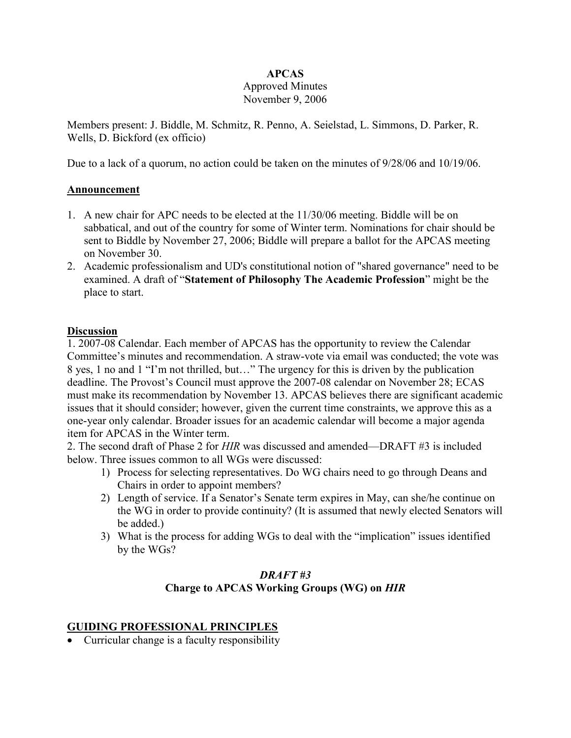**APCAS**
Approved Minutes
November 9, 2006

Members present: J. Biddle, M. Schmitz, R. Penno, A. Seielstad, L. Simmons, D. Parker, R. Wells, D. Bickford (ex officio)

Due to a lack of a quorum, no action could be taken on the minutes of 9/28/06 and 10/19/06.

## Announcement

1. A new chair for APC needs to be elected at the 11/30/06 meeting. Biddle will be on sabbatical, and out of the country for some of Winter term. Nominations for chair should be sent to Biddle by November 27, 2006; Biddle will prepare a ballot for the APCAS meeting on November 30.
2. Academic professionalism and UD's constitutional notion of "shared governance" need to be examined. A draft of "**Statement of Philosophy The Academic Profession**" might be the place to start.

## Discussion

1. 2007-08 Calendar. Each member of APCAS has the opportunity to review the Calendar Committee's minutes and recommendation. A straw-vote via email was conducted; the vote was 8 yes, 1 no and 1 "I'm not thrilled, but…" The urgency for this is driven by the publication deadline. The Provost's Council must approve the 2007-08 calendar on November 28; ECAS must make its recommendation by November 13. APCAS believes there are significant academic issues that it should consider; however, given the current time constraints, we approve this as a one-year only calendar. Broader issues for an academic calendar will become a major agenda item for APCAS in the Winter term.

2. The second draft of Phase 2 for *HIR* was discussed and amended—DRAFT #3 is included below. Three issues common to all WGs were discussed:
    1) Process for selecting representatives. Do WG chairs need to go through Deans and Chairs in order to appoint members?
    2) Length of service. If a Senator's Senate term expires in May, can she/he continue on the WG in order to provide continuity? (It is assumed that newly elected Senators will be added.)
    3) What is the process for adding WGs to deal with the "implication" issues identified by the WGs?

### *DRAFT #3*
### Charge to APCAS Working Groups (WG) on *HIR*

## GUIDING PROFESSIONAL PRINCIPLES

- Curricular change is a faculty responsibility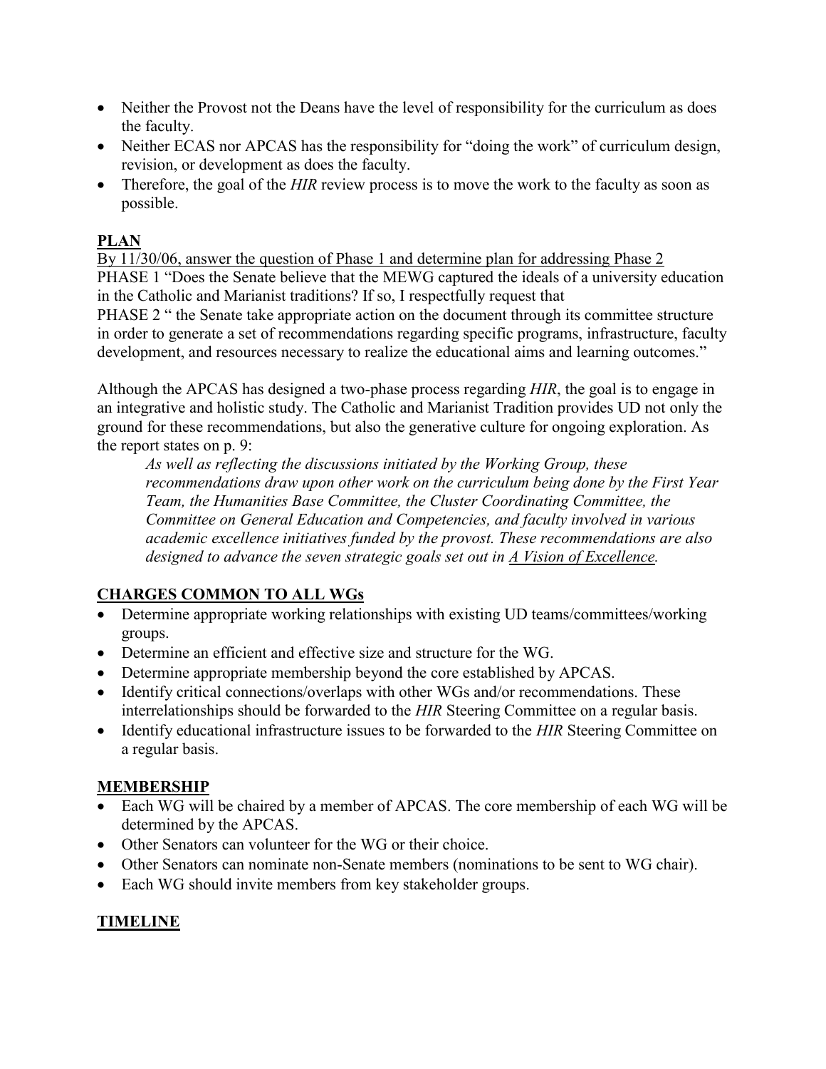- Neither the Provost not the Deans have the level of responsibility for the curriculum as does the faculty.
- Neither ECAS nor APCAS has the responsibility for "doing the work" of curriculum design, revision, or development as does the faculty.
- Therefore, the goal of the *HIR* review process is to move the work to the faculty as soon as possible.

## PLAN

By 11/30/06, answer the question of Phase 1 and determine plan for addressing Phase 2

PHASE 1 "Does the Senate believe that the MEWG captured the ideals of a university education in the Catholic and Marianist traditions? If so, I respectfully request that

PHASE 2 " the Senate take appropriate action on the document through its committee structure in order to generate a set of recommendations regarding specific programs, infrastructure, faculty development, and resources necessary to realize the educational aims and learning outcomes."

Although the APCAS has designed a two-phase process regarding *HIR*, the goal is to engage in an integrative and holistic study. The Catholic and Marianist Tradition provides UD not only the ground for these recommendations, but also the generative culture for ongoing exploration. As the report states on p. 9:

> *As well as reflecting the discussions initiated by the Working Group, these recommendations draw upon other work on the curriculum being done by the First Year Team, the Humanities Base Committee, the Cluster Coordinating Committee, the Committee on General Education and Competencies, and faculty involved in various academic excellence initiatives funded by the provost. These recommendations are also designed to advance the seven strategic goals set out in A Vision of Excellence.*

## CHARGES COMMON TO ALL WGs

- Determine appropriate working relationships with existing UD teams/committees/working groups.
- Determine an efficient and effective size and structure for the WG.
- Determine appropriate membership beyond the core established by APCAS.
- Identify critical connections/overlaps with other WGs and/or recommendations. These interrelationships should be forwarded to the *HIR* Steering Committee on a regular basis.
- Identify educational infrastructure issues to be forwarded to the *HIR* Steering Committee on a regular basis.

## MEMBERSHIP

- Each WG will be chaired by a member of APCAS. The core membership of each WG will be determined by the APCAS.
- Other Senators can volunteer for the WG or their choice.
- Other Senators can nominate non-Senate members (nominations to be sent to WG chair).
- Each WG should invite members from key stakeholder groups.

## TIMELINE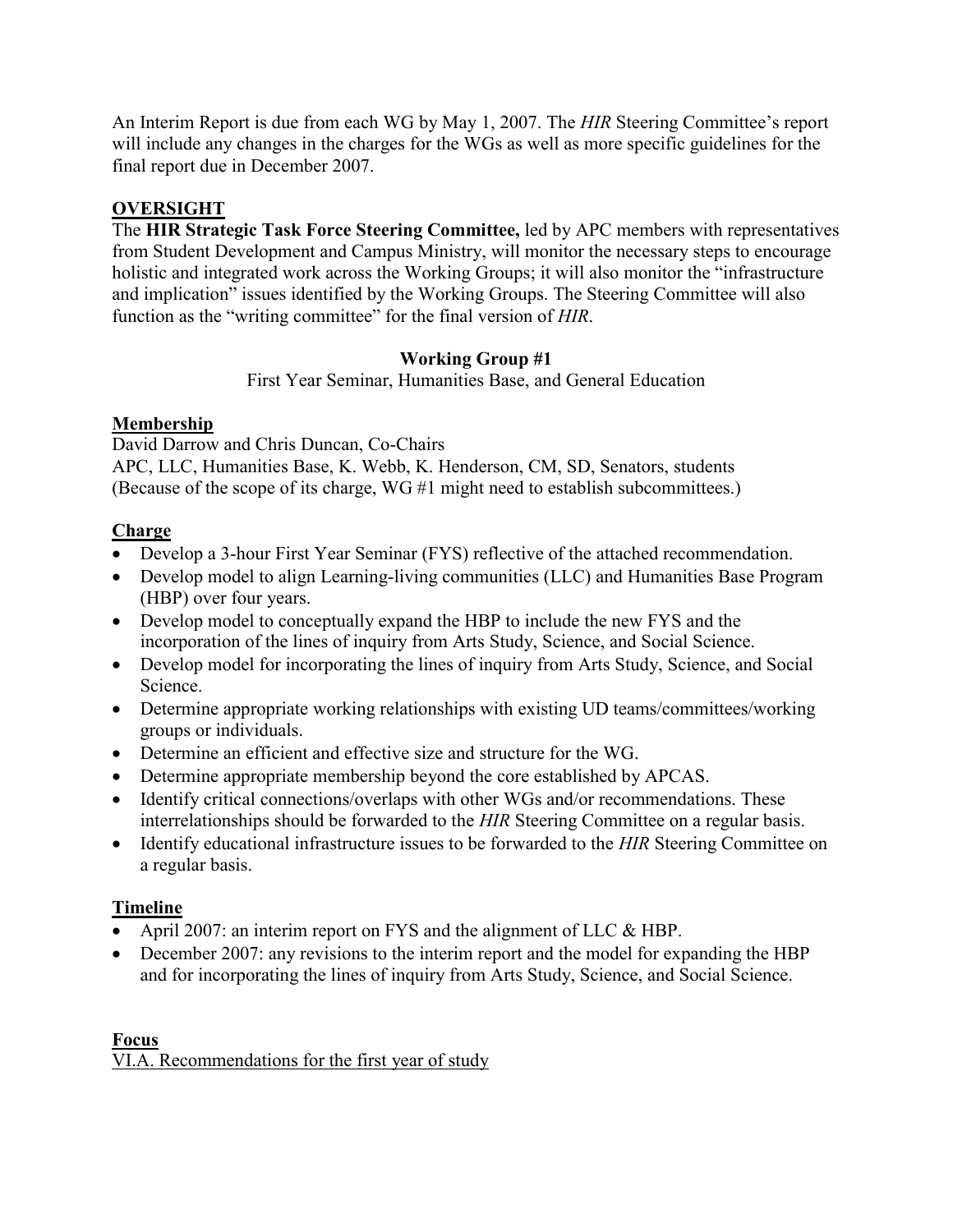An Interim Report is due from each WG by May 1, 2007. The *HIR* Steering Committee's report will include any changes in the charges for the WGs as well as more specific guidelines for the final report due in December 2007.

## OVERSIGHT

The **HIR Strategic Task Force Steering Committee,** led by APC members with representatives from Student Development and Campus Ministry, will monitor the necessary steps to encourage holistic and integrated work across the Working Groups; it will also monitor the "infrastructure and implication" issues identified by the Working Groups. The Steering Committee will also function as the "writing committee" for the final version of *HIR*.

### Working Group #1

First Year Seminar, Humanities Base, and General Education

#### Membership

David Darrow and Chris Duncan, Co-Chairs
APC, LLC, Humanities Base, K. Webb, K. Henderson, CM, SD, Senators, students
(Because of the scope of its charge, WG #1 might need to establish subcommittees.)

#### Charge

- Develop a 3-hour First Year Seminar (FYS) reflective of the attached recommendation.
- Develop model to align Learning-living communities (LLC) and Humanities Base Program (HBP) over four years.
- Develop model to conceptually expand the HBP to include the new FYS and the incorporation of the lines of inquiry from Arts Study, Science, and Social Science.
- Develop model for incorporating the lines of inquiry from Arts Study, Science, and Social Science.
- Determine appropriate working relationships with existing UD teams/committees/working groups or individuals.
- Determine an efficient and effective size and structure for the WG.
- Determine appropriate membership beyond the core established by APCAS.
- Identify critical connections/overlaps with other WGs and/or recommendations. These interrelationships should be forwarded to the *HIR* Steering Committee on a regular basis.
- Identify educational infrastructure issues to be forwarded to the *HIR* Steering Committee on a regular basis.

#### Timeline

- April 2007: an interim report on FYS and the alignment of LLC & HBP.
- December 2007: any revisions to the interim report and the model for expanding the HBP and for incorporating the lines of inquiry from Arts Study, Science, and Social Science.

#### Focus

VI.A. Recommendations for the first year of study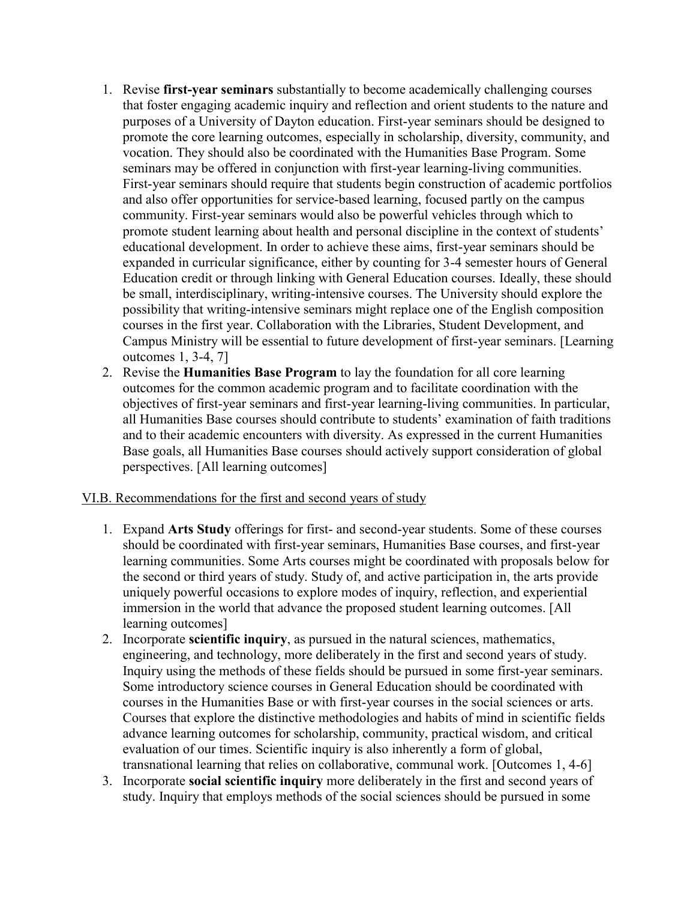1. Revise **first-year seminars** substantially to become academically challenging courses that foster engaging academic inquiry and reflection and orient students to the nature and purposes of a University of Dayton education. First-year seminars should be designed to promote the core learning outcomes, especially in scholarship, diversity, community, and vocation. They should also be coordinated with the Humanities Base Program. Some seminars may be offered in conjunction with first-year learning-living communities. First-year seminars should require that students begin construction of academic portfolios and also offer opportunities for service-based learning, focused partly on the campus community. First-year seminars would also be powerful vehicles through which to promote student learning about health and personal discipline in the context of students' educational development. In order to achieve these aims, first-year seminars should be expanded in curricular significance, either by counting for 3-4 semester hours of General Education credit or through linking with General Education courses. Ideally, these should be small, interdisciplinary, writing-intensive courses. The University should explore the possibility that writing-intensive seminars might replace one of the English composition courses in the first year. Collaboration with the Libraries, Student Development, and Campus Ministry will be essential to future development of first-year seminars. [Learning outcomes 1, 3-4, 7]
2. Revise the **Humanities Base Program** to lay the foundation for all core learning outcomes for the common academic program and to facilitate coordination with the objectives of first-year seminars and first-year learning-living communities. In particular, all Humanities Base courses should contribute to students' examination of faith traditions and to their academic encounters with diversity. As expressed in the current Humanities Base goals, all Humanities Base courses should actively support consideration of global perspectives. [All learning outcomes]

<u>VI.B. Recommendations for the first and second years of study</u>

1. Expand **Arts Study** offerings for first- and second-year students. Some of these courses should be coordinated with first-year seminars, Humanities Base courses, and first-year learning communities. Some Arts courses might be coordinated with proposals below for the second or third years of study. Study of, and active participation in, the arts provide uniquely powerful occasions to explore modes of inquiry, reflection, and experiential immersion in the world that advance the proposed student learning outcomes. [All learning outcomes]
2. Incorporate **scientific inquiry**, as pursued in the natural sciences, mathematics, engineering, and technology, more deliberately in the first and second years of study. Inquiry using the methods of these fields should be pursued in some first-year seminars. Some introductory science courses in General Education should be coordinated with courses in the Humanities Base or with first-year courses in the social sciences or arts. Courses that explore the distinctive methodologies and habits of mind in scientific fields advance learning outcomes for scholarship, community, practical wisdom, and critical evaluation of our times. Scientific inquiry is also inherently a form of global, transnational learning that relies on collaborative, communal work. [Outcomes 1, 4-6]
3. Incorporate **social scientific inquiry** more deliberately in the first and second years of study. Inquiry that employs methods of the social sciences should be pursued in some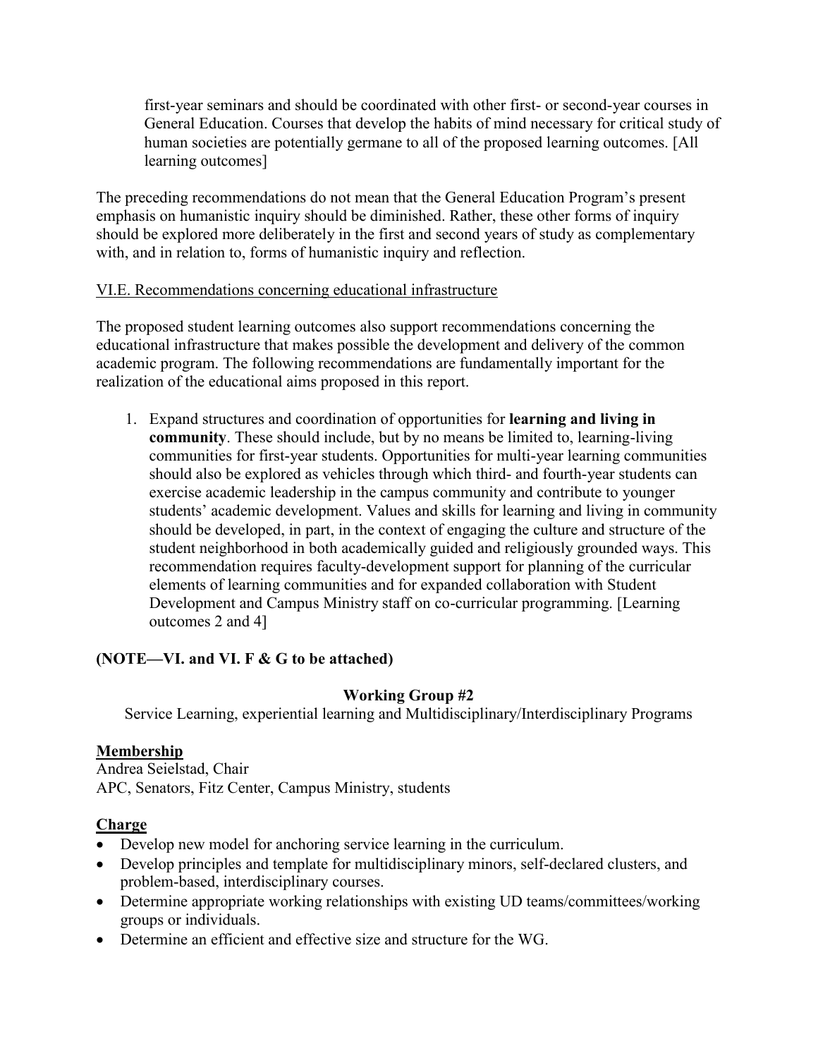first-year seminars and should be coordinated with other first- or second-year courses in General Education. Courses that develop the habits of mind necessary for critical study of human societies are potentially germane to all of the proposed learning outcomes. [All learning outcomes]

The preceding recommendations do not mean that the General Education Program's present emphasis on humanistic inquiry should be diminished. Rather, these other forms of inquiry should be explored more deliberately in the first and second years of study as complementary with, and in relation to, forms of humanistic inquiry and reflection.

VI.E. Recommendations concerning educational infrastructure

The proposed student learning outcomes also support recommendations concerning the educational infrastructure that makes possible the development and delivery of the common academic program. The following recommendations are fundamentally important for the realization of the educational aims proposed in this report.

1. Expand structures and coordination of opportunities for **learning and living in community**. These should include, but by no means be limited to, learning-living communities for first-year students. Opportunities for multi-year learning communities should also be explored as vehicles through which third- and fourth-year students can exercise academic leadership in the campus community and contribute to younger students' academic development. Values and skills for learning and living in community should be developed, in part, in the context of engaging the culture and structure of the student neighborhood in both academically guided and religiously grounded ways. This recommendation requires faculty-development support for planning of the curricular elements of learning communities and for expanded collaboration with Student Development and Campus Ministry staff on co-curricular programming. [Learning outcomes 2 and 4]

**(NOTE—VI. and VI. F & G to be attached)**

**Working Group #2**

Service Learning, experiential learning and Multidisciplinary/Interdisciplinary Programs

**Membership**

Andrea Seielstad, Chair
APC, Senators, Fitz Center, Campus Ministry, students

**Charge**

- Develop new model for anchoring service learning in the curriculum.
- Develop principles and template for multidisciplinary minors, self-declared clusters, and problem-based, interdisciplinary courses.
- Determine appropriate working relationships with existing UD teams/committees/working groups or individuals.
- Determine an efficient and effective size and structure for the WG.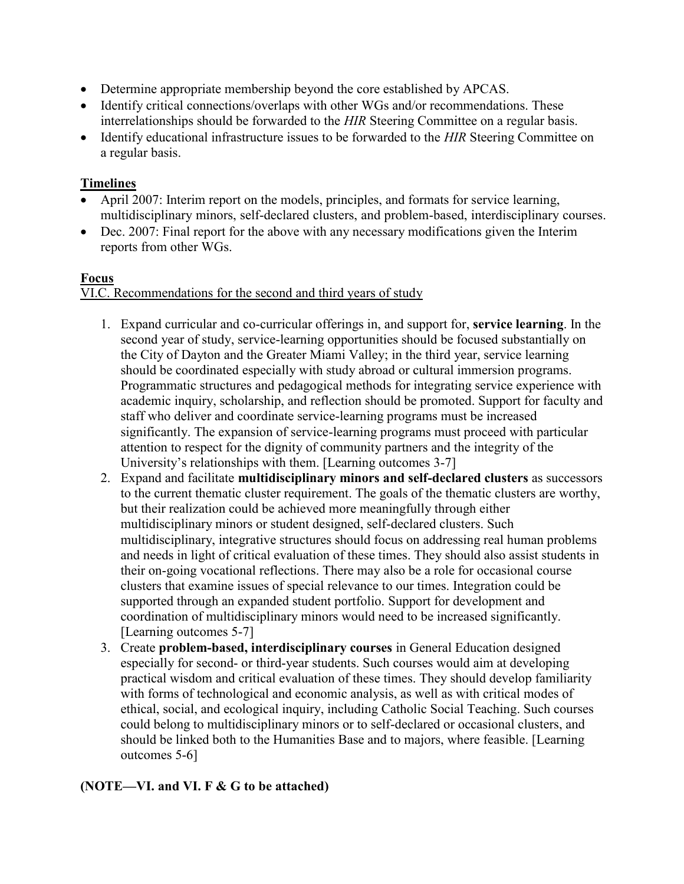- Determine appropriate membership beyond the core established by APCAS.
- Identify critical connections/overlaps with other WGs and/or recommendations. These interrelationships should be forwarded to the *HIR* Steering Committee on a regular basis.
- Identify educational infrastructure issues to be forwarded to the *HIR* Steering Committee on a regular basis.

**Timelines**

- April 2007: Interim report on the models, principles, and formats for service learning, multidisciplinary minors, self-declared clusters, and problem-based, interdisciplinary courses.
- Dec. 2007: Final report for the above with any necessary modifications given the Interim reports from other WGs.

**Focus**

VI.C. Recommendations for the second and third years of study

1. Expand curricular and co-curricular offerings in, and support for, **service learning**. In the second year of study, service-learning opportunities should be focused substantially on the City of Dayton and the Greater Miami Valley; in the third year, service learning should be coordinated especially with study abroad or cultural immersion programs. Programmatic structures and pedagogical methods for integrating service experience with academic inquiry, scholarship, and reflection should be promoted. Support for faculty and staff who deliver and coordinate service-learning programs must be increased significantly. The expansion of service-learning programs must proceed with particular attention to respect for the dignity of community partners and the integrity of the University's relationships with them. [Learning outcomes 3-7]
2. Expand and facilitate **multidisciplinary minors and self-declared clusters** as successors to the current thematic cluster requirement. The goals of the thematic clusters are worthy, but their realization could be achieved more meaningfully through either multidisciplinary minors or student designed, self-declared clusters. Such multidisciplinary, integrative structures should focus on addressing real human problems and needs in light of critical evaluation of these times. They should also assist students in their on-going vocational reflections. There may also be a role for occasional course clusters that examine issues of special relevance to our times. Integration could be supported through an expanded student portfolio. Support for development and coordination of multidisciplinary minors would need to be increased significantly. [Learning outcomes 5-7]
3. Create **problem-based, interdisciplinary courses** in General Education designed especially for second- or third-year students. Such courses would aim at developing practical wisdom and critical evaluation of these times. They should develop familiarity with forms of technological and economic analysis, as well as with critical modes of ethical, social, and ecological inquiry, including Catholic Social Teaching. Such courses could belong to multidisciplinary minors or to self-declared or occasional clusters, and should be linked both to the Humanities Base and to majors, where feasible. [Learning outcomes 5-6]

**(NOTE—VI. and VI. F & G to be attached)**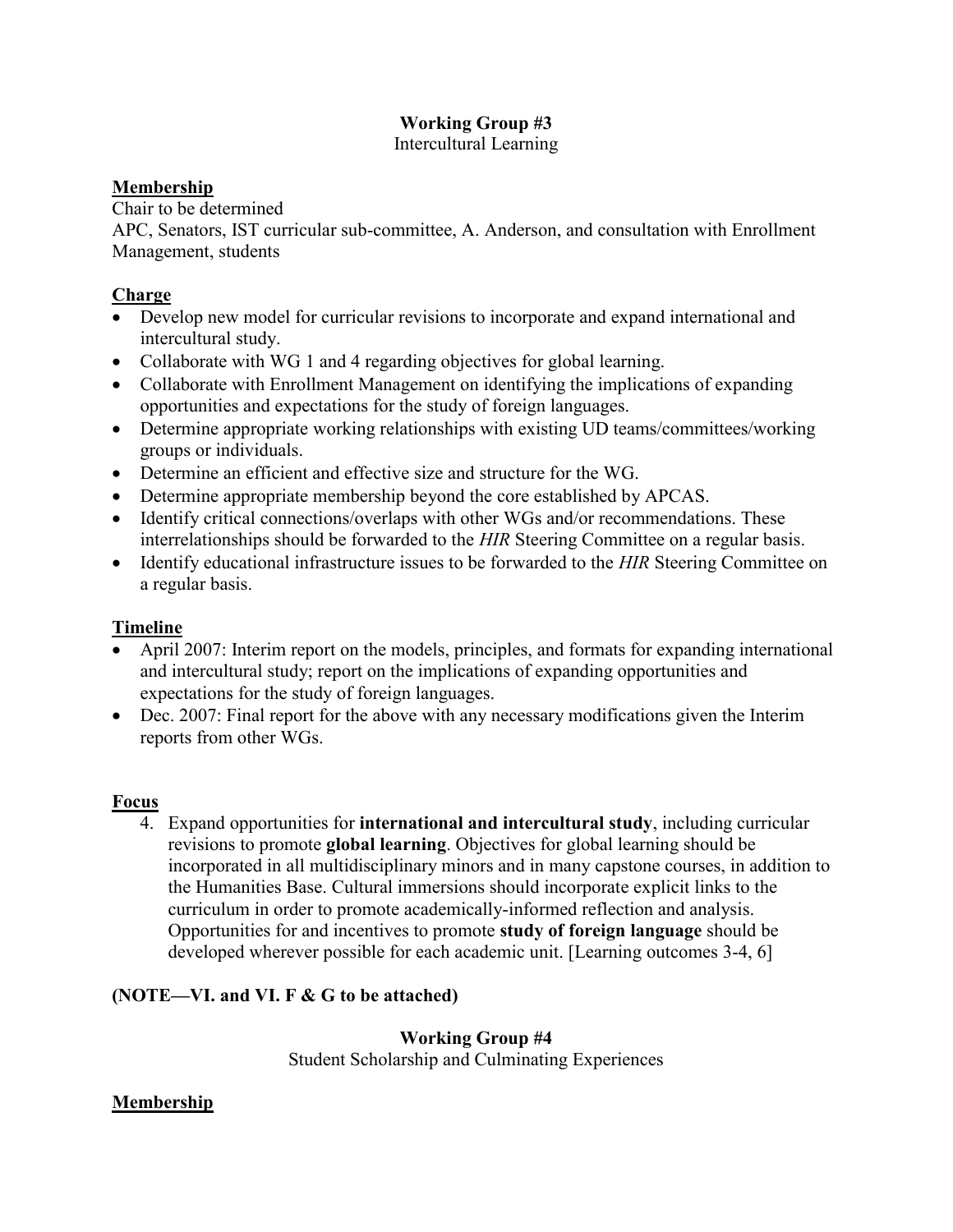**Working Group #3**
Intercultural Learning

**Membership**

Chair to be determined
APC, Senators, IST curricular sub-committee, A. Anderson, and consultation with Enrollment Management, students

**Charge**

- Develop new model for curricular revisions to incorporate and expand international and intercultural study.
- Collaborate with WG 1 and 4 regarding objectives for global learning.
- Collaborate with Enrollment Management on identifying the implications of expanding opportunities and expectations for the study of foreign languages.
- Determine appropriate working relationships with existing UD teams/committees/working groups or individuals.
- Determine an efficient and effective size and structure for the WG.
- Determine appropriate membership beyond the core established by APCAS.
- Identify critical connections/overlaps with other WGs and/or recommendations. These interrelationships should be forwarded to the *HIR* Steering Committee on a regular basis.
- Identify educational infrastructure issues to be forwarded to the *HIR* Steering Committee on a regular basis.

**Timeline**

- April 2007: Interim report on the models, principles, and formats for expanding international and intercultural study; report on the implications of expanding opportunities and expectations for the study of foreign languages.
- Dec. 2007: Final report for the above with any necessary modifications given the Interim reports from other WGs.

**Focus**

4. Expand opportunities for **international and intercultural study**, including curricular revisions to promote **global learning**. Objectives for global learning should be incorporated in all multidisciplinary minors and in many capstone courses, in addition to the Humanities Base. Cultural immersions should incorporate explicit links to the curriculum in order to promote academically-informed reflection and analysis. Opportunities for and incentives to promote **study of foreign language** should be developed wherever possible for each academic unit. [Learning outcomes 3-4, 6]

**(NOTE—VI. and VI. F & G to be attached)**

**Working Group #4**
Student Scholarship and Culminating Experiences

**Membership**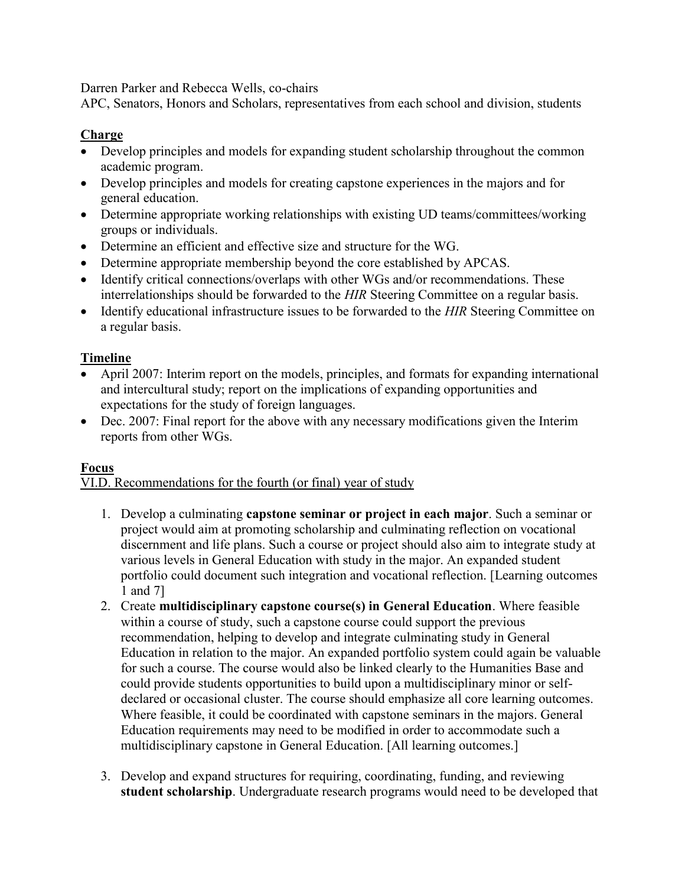Darren Parker and Rebecca Wells, co-chairs
APC, Senators, Honors and Scholars, representatives from each school and division, students

**Charge**

- Develop principles and models for expanding student scholarship throughout the common academic program.
- Develop principles and models for creating capstone experiences in the majors and for general education.
- Determine appropriate working relationships with existing UD teams/committees/working groups or individuals.
- Determine an efficient and effective size and structure for the WG.
- Determine appropriate membership beyond the core established by APCAS.
- Identify critical connections/overlaps with other WGs and/or recommendations. These interrelationships should be forwarded to the *HIR* Steering Committee on a regular basis.
- Identify educational infrastructure issues to be forwarded to the *HIR* Steering Committee on a regular basis.

**Timeline**

- April 2007: Interim report on the models, principles, and formats for expanding international and intercultural study; report on the implications of expanding opportunities and expectations for the study of foreign languages.
- Dec. 2007: Final report for the above with any necessary modifications given the Interim reports from other WGs.

**Focus**

VI.D. Recommendations for the fourth (or final) year of study

1. Develop a culminating **capstone seminar or project in each major**. Such a seminar or project would aim at promoting scholarship and culminating reflection on vocational discernment and life plans. Such a course or project should also aim to integrate study at various levels in General Education with study in the major. An expanded student portfolio could document such integration and vocational reflection. [Learning outcomes 1 and 7]
2. Create **multidisciplinary capstone course(s) in General Education**. Where feasible within a course of study, such a capstone course could support the previous recommendation, helping to develop and integrate culminating study in General Education in relation to the major. An expanded portfolio system could again be valuable for such a course. The course would also be linked clearly to the Humanities Base and could provide students opportunities to build upon a multidisciplinary minor or self-declared or occasional cluster. The course should emphasize all core learning outcomes. Where feasible, it could be coordinated with capstone seminars in the majors. General Education requirements may need to be modified in order to accommodate such a multidisciplinary capstone in General Education. [All learning outcomes.]
3. Develop and expand structures for requiring, coordinating, funding, and reviewing **student scholarship**. Undergraduate research programs would need to be developed that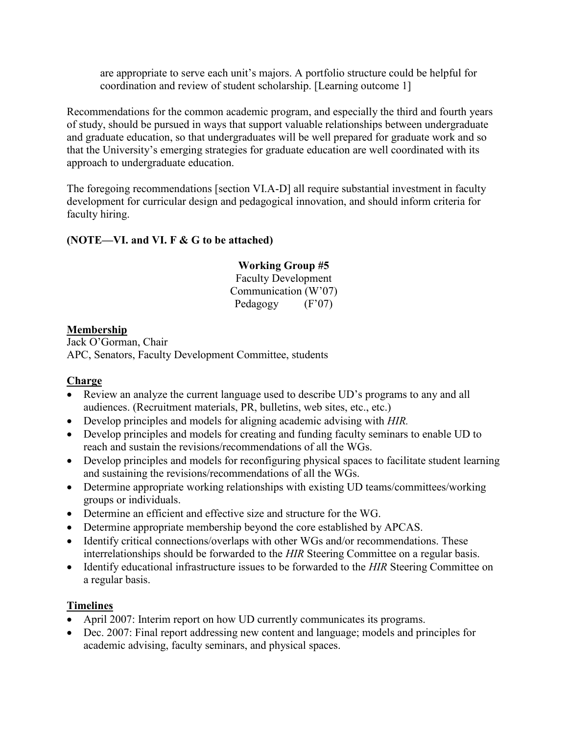are appropriate to serve each unit's majors. A portfolio structure could be helpful for coordination and review of student scholarship. [Learning outcome 1]

Recommendations for the common academic program, and especially the third and fourth years of study, should be pursued in ways that support valuable relationships between undergraduate and graduate education, so that undergraduates will be well prepared for graduate work and so that the University's emerging strategies for graduate education are well coordinated with its approach to undergraduate education.

The foregoing recommendations [section VI.A-D] all require substantial investment in faculty development for curricular design and pedagogical innovation, and should inform criteria for faculty hiring.

**(NOTE—VI. and VI. F & G to be attached)**

**Working Group #5**
Faculty Development
Communication (W'07)
Pedagogy (F'07)

**Membership**

Jack O'Gorman, Chair
APC, Senators, Faculty Development Committee, students

**Charge**

- Review an analyze the current language used to describe UD's programs to any and all audiences. (Recruitment materials, PR, bulletins, web sites, etc., etc.)
- Develop principles and models for aligning academic advising with *HIR.*
- Develop principles and models for creating and funding faculty seminars to enable UD to reach and sustain the revisions/recommendations of all the WGs.
- Develop principles and models for reconfiguring physical spaces to facilitate student learning and sustaining the revisions/recommendations of all the WGs.
- Determine appropriate working relationships with existing UD teams/committees/working groups or individuals.
- Determine an efficient and effective size and structure for the WG.
- Determine appropriate membership beyond the core established by APCAS.
- Identify critical connections/overlaps with other WGs and/or recommendations. These interrelationships should be forwarded to the *HIR* Steering Committee on a regular basis.
- Identify educational infrastructure issues to be forwarded to the *HIR* Steering Committee on a regular basis.

**Timelines**

- April 2007: Interim report on how UD currently communicates its programs.
- Dec. 2007: Final report addressing new content and language; models and principles for academic advising, faculty seminars, and physical spaces.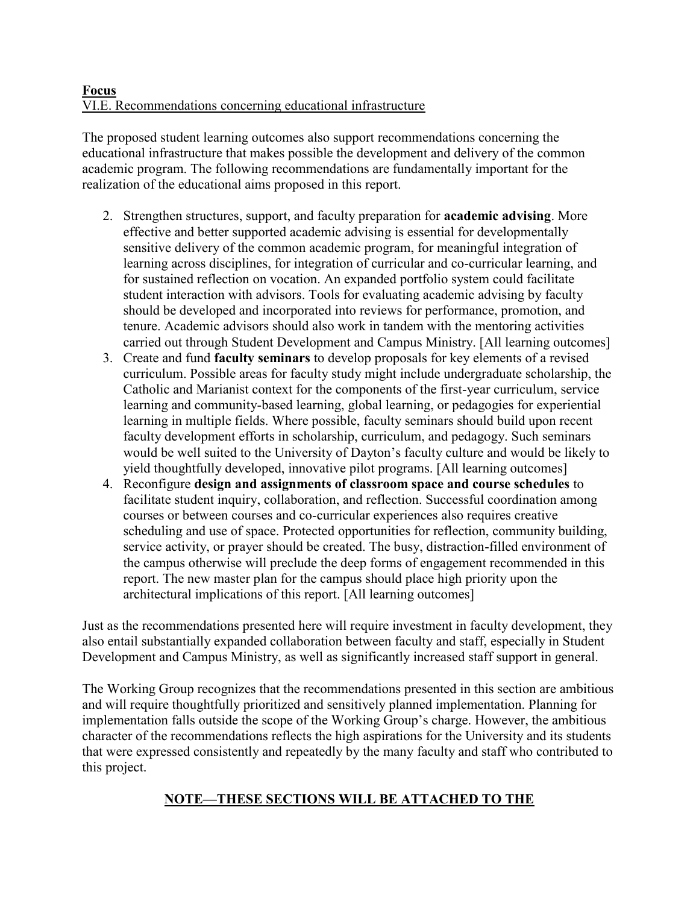**Focus**
VI.E. Recommendations concerning educational infrastructure

The proposed student learning outcomes also support recommendations concerning the educational infrastructure that makes possible the development and delivery of the common academic program. The following recommendations are fundamentally important for the realization of the educational aims proposed in this report.

2. Strengthen structures, support, and faculty preparation for **academic advising**. More effective and better supported academic advising is essential for developmentally sensitive delivery of the common academic program, for meaningful integration of learning across disciplines, for integration of curricular and co-curricular learning, and for sustained reflection on vocation. An expanded portfolio system could facilitate student interaction with advisors. Tools for evaluating academic advising by faculty should be developed and incorporated into reviews for performance, promotion, and tenure. Academic advisors should also work in tandem with the mentoring activities carried out through Student Development and Campus Ministry. [All learning outcomes]
3. Create and fund **faculty seminars** to develop proposals for key elements of a revised curriculum. Possible areas for faculty study might include undergraduate scholarship, the Catholic and Marianist context for the components of the first-year curriculum, service learning and community-based learning, global learning, or pedagogies for experiential learning in multiple fields. Where possible, faculty seminars should build upon recent faculty development efforts in scholarship, curriculum, and pedagogy. Such seminars would be well suited to the University of Dayton's faculty culture and would be likely to yield thoughtfully developed, innovative pilot programs. [All learning outcomes]
4. Reconfigure **design and assignments of classroom space and course schedules** to facilitate student inquiry, collaboration, and reflection. Successful coordination among courses or between courses and co-curricular experiences also requires creative scheduling and use of space. Protected opportunities for reflection, community building, service activity, or prayer should be created. The busy, distraction-filled environment of the campus otherwise will preclude the deep forms of engagement recommended in this report. The new master plan for the campus should place high priority upon the architectural implications of this report. [All learning outcomes]

Just as the recommendations presented here will require investment in faculty development, they also entail substantially expanded collaboration between faculty and staff, especially in Student Development and Campus Ministry, as well as significantly increased staff support in general.

The Working Group recognizes that the recommendations presented in this section are ambitious and will require thoughtfully prioritized and sensitively planned implementation. Planning for implementation falls outside the scope of the Working Group's charge. However, the ambitious character of the recommendations reflects the high aspirations for the University and its students that were expressed consistently and repeatedly by the many faculty and staff who contributed to this project.

**NOTE—THESE SECTIONS WILL BE ATTACHED TO THE**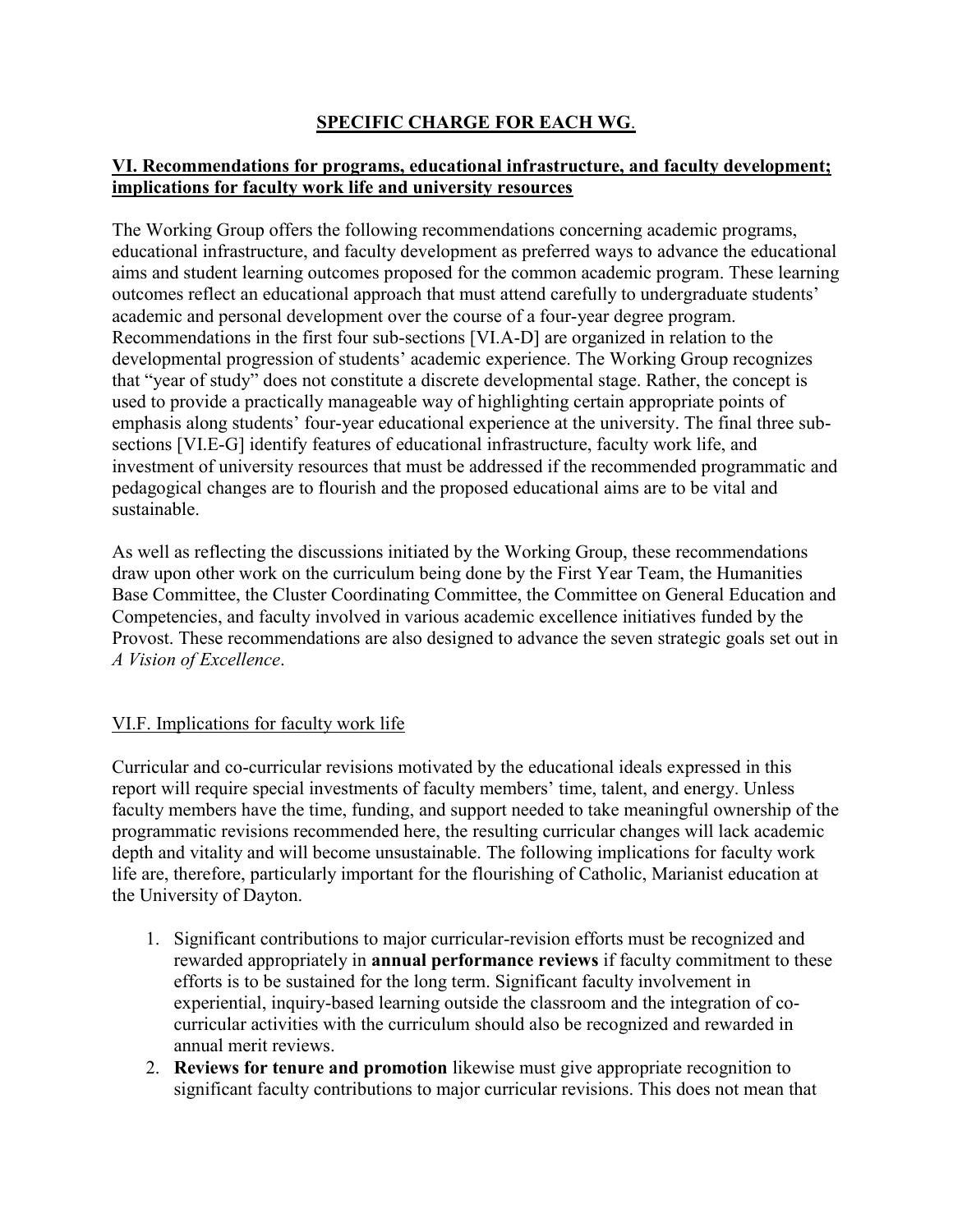## SPECIFIC CHARGE FOR EACH WG.

### VI. Recommendations for programs, educational infrastructure, and faculty development; implications for faculty work life and university resources

The Working Group offers the following recommendations concerning academic programs, educational infrastructure, and faculty development as preferred ways to advance the educational aims and student learning outcomes proposed for the common academic program. These learning outcomes reflect an educational approach that must attend carefully to undergraduate students' academic and personal development over the course of a four-year degree program. Recommendations in the first four sub-sections [VI.A-D] are organized in relation to the developmental progression of students' academic experience. The Working Group recognizes that "year of study" does not constitute a discrete developmental stage. Rather, the concept is used to provide a practically manageable way of highlighting certain appropriate points of emphasis along students' four-year educational experience at the university. The final three sub-sections [VI.E-G] identify features of educational infrastructure, faculty work life, and investment of university resources that must be addressed if the recommended programmatic and pedagogical changes are to flourish and the proposed educational aims are to be vital and sustainable.

As well as reflecting the discussions initiated by the Working Group, these recommendations draw upon other work on the curriculum being done by the First Year Team, the Humanities Base Committee, the Cluster Coordinating Committee, the Committee on General Education and Competencies, and faculty involved in various academic excellence initiatives funded by the Provost. These recommendations are also designed to advance the seven strategic goals set out in *A Vision of Excellence*.

#### VI.F. Implications for faculty work life

Curricular and co-curricular revisions motivated by the educational ideals expressed in this report will require special investments of faculty members' time, talent, and energy. Unless faculty members have the time, funding, and support needed to take meaningful ownership of the programmatic revisions recommended here, the resulting curricular changes will lack academic depth and vitality and will become unsustainable. The following implications for faculty work life are, therefore, particularly important for the flourishing of Catholic, Marianist education at the University of Dayton.

1. Significant contributions to major curricular-revision efforts must be recognized and rewarded appropriately in **annual performance reviews** if faculty commitment to these efforts is to be sustained for the long term. Significant faculty involvement in experiential, inquiry-based learning outside the classroom and the integration of co-curricular activities with the curriculum should also be recognized and rewarded in annual merit reviews.
2. **Reviews for tenure and promotion** likewise must give appropriate recognition to significant faculty contributions to major curricular revisions. This does not mean that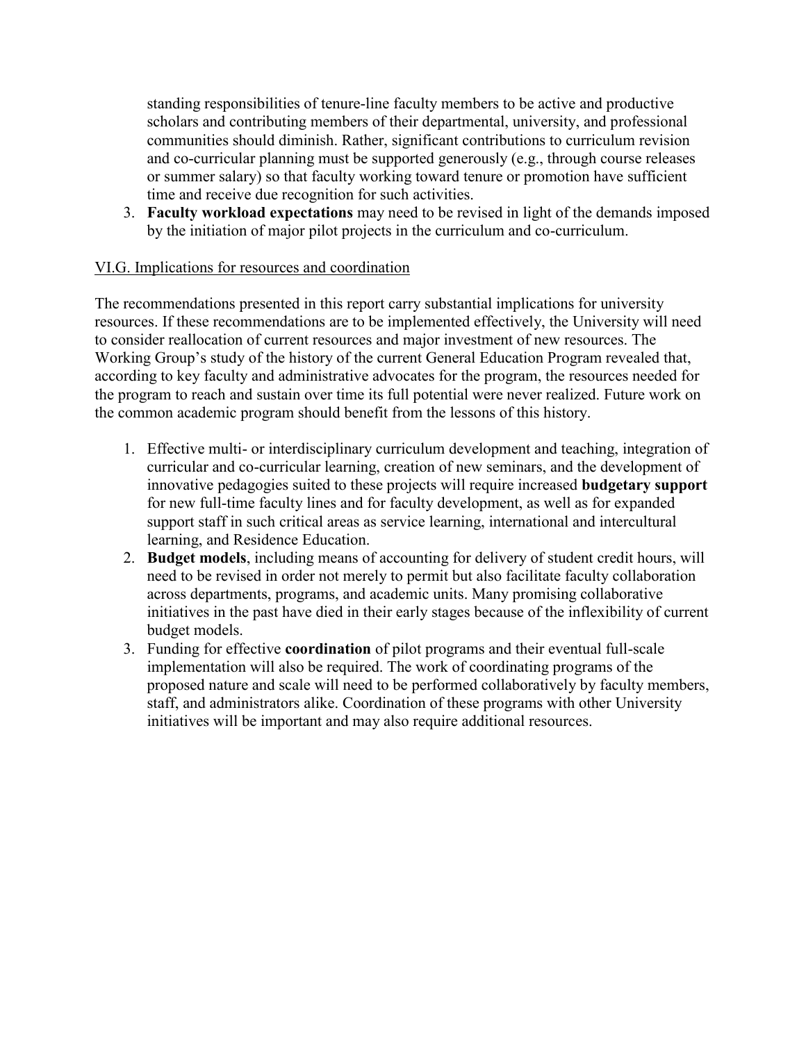standing responsibilities of tenure-line faculty members to be active and productive scholars and contributing members of their departmental, university, and professional communities should diminish. Rather, significant contributions to curriculum revision and co-curricular planning must be supported generously (e.g., through course releases or summer salary) so that faculty working toward tenure or promotion have sufficient time and receive due recognition for such activities.

3. **Faculty workload expectations** may need to be revised in light of the demands imposed by the initiation of major pilot projects in the curriculum and co-curriculum.

### VI.G. Implications for resources and coordination

The recommendations presented in this report carry substantial implications for university resources. If these recommendations are to be implemented effectively, the University will need to consider reallocation of current resources and major investment of new resources. The Working Group's study of the history of the current General Education Program revealed that, according to key faculty and administrative advocates for the program, the resources needed for the program to reach and sustain over time its full potential were never realized. Future work on the common academic program should benefit from the lessons of this history.

1. Effective multi- or interdisciplinary curriculum development and teaching, integration of curricular and co-curricular learning, creation of new seminars, and the development of innovative pedagogies suited to these projects will require increased **budgetary support** for new full-time faculty lines and for faculty development, as well as for expanded support staff in such critical areas as service learning, international and intercultural learning, and Residence Education.
2. **Budget models**, including means of accounting for delivery of student credit hours, will need to be revised in order not merely to permit but also facilitate faculty collaboration across departments, programs, and academic units. Many promising collaborative initiatives in the past have died in their early stages because of the inflexibility of current budget models.
3. Funding for effective **coordination** of pilot programs and their eventual full-scale implementation will also be required. The work of coordinating programs of the proposed nature and scale will need to be performed collaboratively by faculty members, staff, and administrators alike. Coordination of these programs with other University initiatives will be important and may also require additional resources.